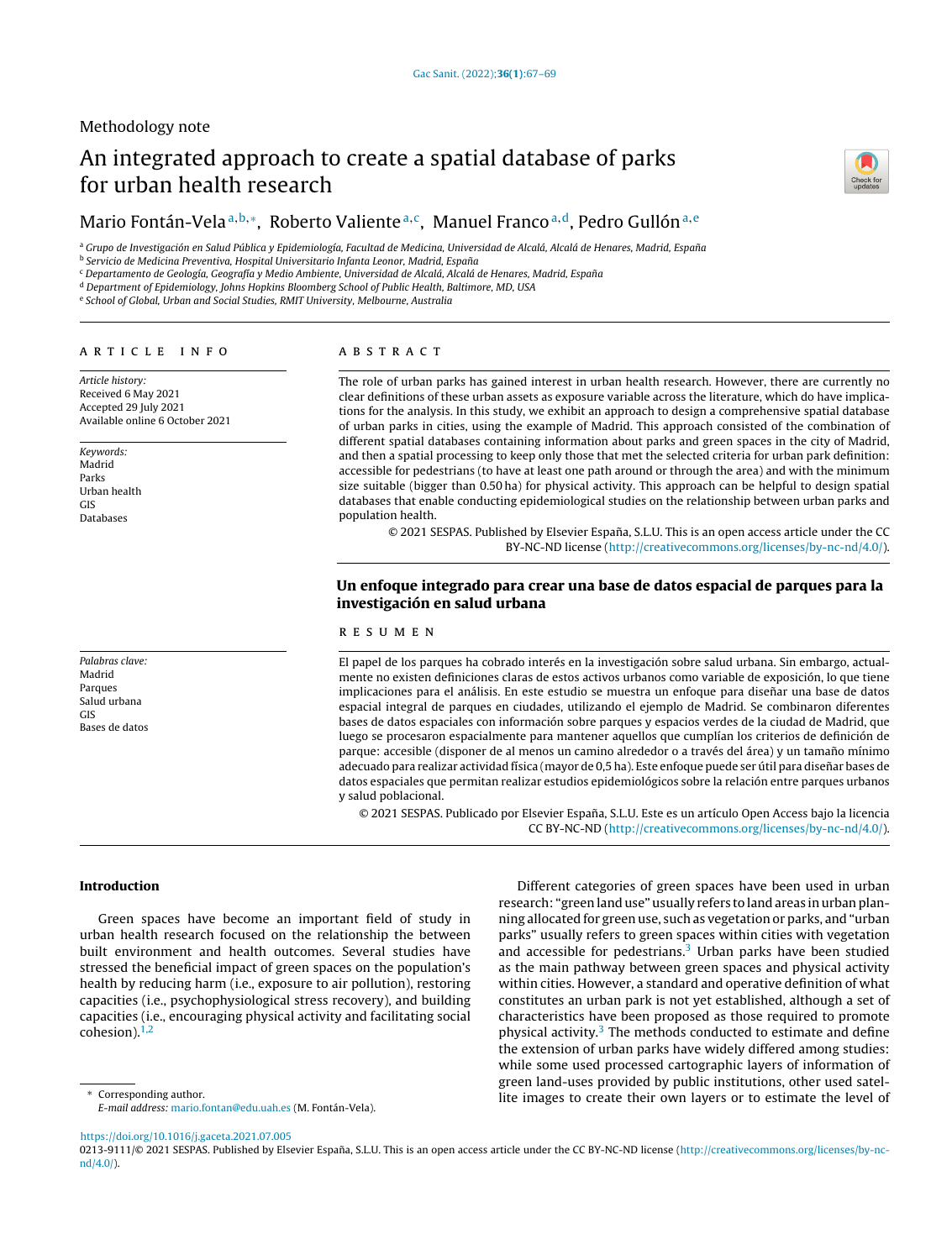Methodology note

# An integrated approach to create a spatial database of parks for urban health research

Mario Fontán-Vela[a,b,*], Roberto Valiente[a,c], Manuel Franco[a,d], Pedro Gullón[a,e]

[a] *Grupo de Investigación en Salud Pública y Epidemiología, Facultad de Medicina, Universidad de Alcalá, Alcalá de Henares, Madrid, España*
[b] *Servicio de Medicina Preventiva, Hospital Universitario Infanta Leonor, Madrid, España*
[c] *Departamento de Geología, Geografía y Medio Ambiente, Universidad de Alcalá, Alcalá de Henares, Madrid, España*
[d] *Department of Epidemiology, Johns Hopkins Bloomberg School of Public Health, Baltimore, MD, USA*
[e] *School of Global, Urban and Social Studies, RMIT University, Melbourne, Australia*

## ARTICLE INFO

*Article history:*
Received 6 May 2021
Accepted 29 July 2021
Available online 6 October 2021

*Keywords:*
Madrid
Parks
Urban health
GIS
Databases

## ABSTRACT

The role of urban parks has gained interest in urban health research. However, there are currently no clear definitions of these urban assets as exposure variable across the literature, which do have implications for the analysis. In this study, we exhibit an approach to design a comprehensive spatial database of urban parks in cities, using the example of Madrid. This approach consisted of the combination of different spatial databases containing information about parks and green spaces in the city of Madrid, and then a spatial processing to keep only those that met the selected criteria for urban park definition: accessible for pedestrians (to have at least one path around or through the area) and with the minimum size suitable (bigger than 0.50 ha) for physical activity. This approach can be helpful to design spatial databases that enable conducting epidemiological studies on the relationship between urban parks and population health.

© 2021 SESPAS. Published by Elsevier España, S.L.U. This is an open access article under the CC BY-NC-ND license (http://creativecommons.org/licenses/by-nc-nd/4.0/).

## Un enfoque integrado para crear una base de datos espacial de parques para la investigación en salud urbana

*Palabras clave:*
Madrid
Parques
Salud urbana
GIS
Bases de datos

## RESUMEN

El papel de los parques ha cobrado interés en la investigación sobre salud urbana. Sin embargo, actualmente no existen definiciones claras de estos activos urbanos como variable de exposición, lo que tiene implicaciones para el análisis. En este estudio se muestra un enfoque para diseñar una base de datos espacial integral de parques en ciudades, utilizando el ejemplo de Madrid. Se combinaron diferentes bases de datos espaciales con información sobre parques y espacios verdes de la ciudad de Madrid, que luego se procesaron espacialmente para mantener aquellos que cumplían los criterios de definición de parque: accesible (disponer de al menos un camino alrededor o a través del área) y un tamaño mínimo adecuado para realizar actividad física (mayor de 0,5 ha). Este enfoque puede ser útil para diseñar bases de datos espaciales que permitan realizar estudios epidemiológicos sobre la relación entre parques urbanos y salud poblacional.

© 2021 SESPAS. Publicado por Elsevier España, S.L.U. Este es un artículo Open Access bajo la licencia CC BY-NC-ND (http://creativecommons.org/licenses/by-nc-nd/4.0/).

## Introduction

Green spaces have become an important field of study in urban health research focused on the relationship the between built environment and health outcomes. Several studies have stressed the beneficial impact of green spaces on the population's health by reducing harm (i.e., exposure to air pollution), restoring capacities (i.e., psychophysiological stress recovery), and building capacities (i.e., encouraging physical activity and facilitating social cohesion).[1,2]

Different categories of green spaces have been used in urban research: "green land use" usually refers to land areas in urban planning allocated for green use, such as vegetation or parks, and "urban parks" usually refers to green spaces within cities with vegetation and accessible for pedestrians.[3] Urban parks have been studied as the main pathway between green spaces and physical activity within cities. However, a standard and operative definition of what constitutes an urban park is not yet established, although a set of characteristics have been proposed as those required to promote physical activity.[3] The methods conducted to estimate and define the extension of urban parks have widely differed among studies: while some used processed cartographic layers of information of green land-uses provided by public institutions, other used satellite images to create their own layers or to estimate the level of

\* Corresponding author.
*E-mail address:* mario.fontan@edu.uah.es (M. Fontán-Vela).

https://doi.org/10.1016/j.gaceta.2021.07.005
0213-9111/© 2021 SESPAS. Published by Elsevier España, S.L.U. This is an open access article under the CC BY-NC-ND license (http://creativecommons.org/licenses/by-nc-nd/4.0/).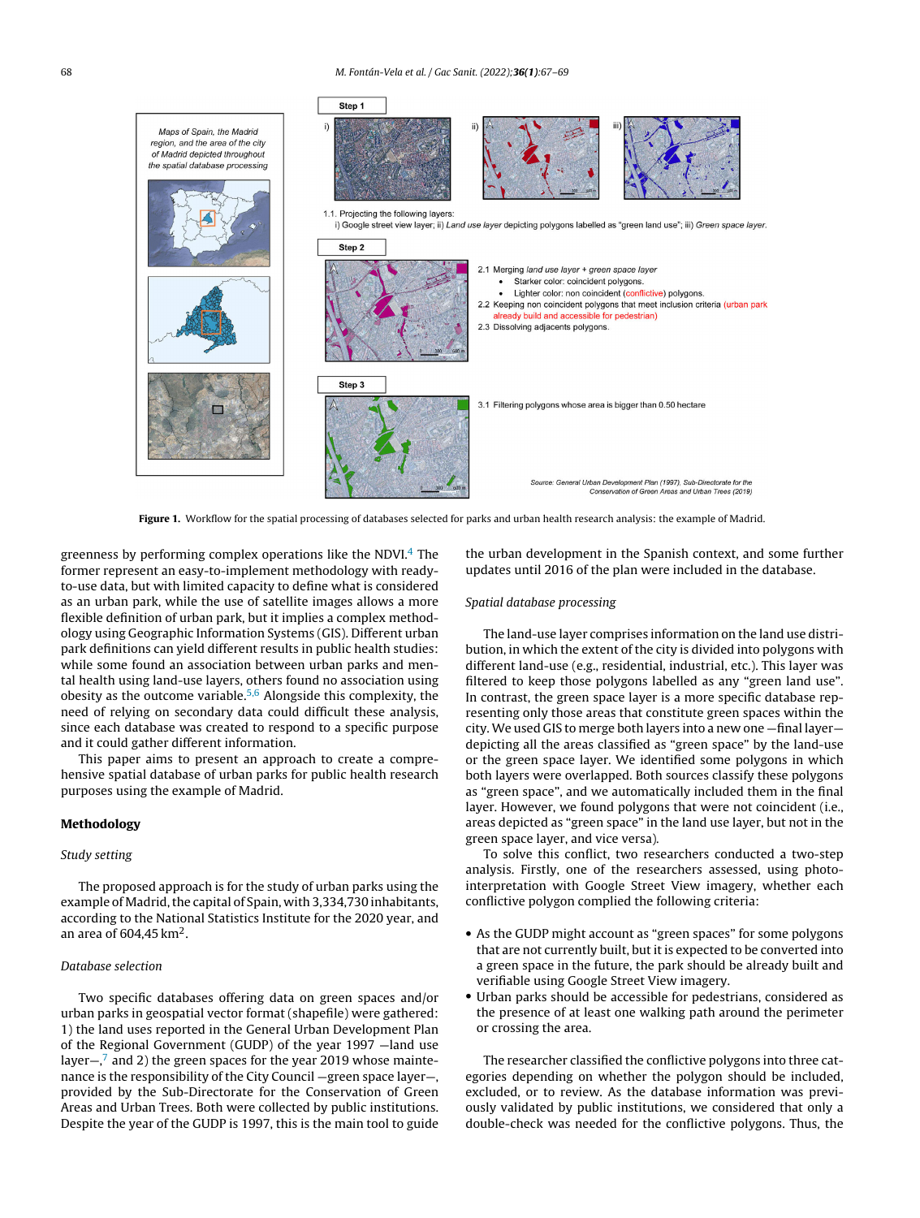Figure 1. Workflow for the spatial processing of databases selected for parks and urban health research analysis: the example of Madrid.

greenness by performing complex operations like the NDVI.[4] The former represent an easy-to-implement methodology with ready-to-use data, but with limited capacity to define what is considered as an urban park, while the use of satellite images allows a more flexible definition of urban park, but it implies a complex methodology using Geographic Information Systems (GIS). Different urban park definitions can yield different results in public health studies: while some found an association between urban parks and mental health using land-use layers, others found no association using obesity as the outcome variable.[5,6] Alongside this complexity, the need of relying on secondary data could difficult these analysis, since each database was created to respond to a specific purpose and it could gather different information.

This paper aims to present an approach to create a comprehensive spatial database of urban parks for public health research purposes using the example of Madrid.

## Methodology

### *Study setting*

The proposed approach is for the study of urban parks using the example of Madrid, the capital of Spain, with 3,334,730 inhabitants, according to the National Statistics Institute for the 2020 year, and an area of 604,45 km$^2$.

### *Database selection*

Two specific databases offering data on green spaces and/or urban parks in geospatial vector format (shapefile) were gathered: 1) the land uses reported in the General Urban Development Plan of the Regional Government (GUDP) of the year 1997 —land use layer—,[7] and 2) the green spaces for the year 2019 whose maintenance is the responsibility of the City Council —green space layer—, provided by the Sub-Directorate for the Conservation of Green Areas and Urban Trees. Both were collected by public institutions. Despite the year of the GUDP is 1997, this is the main tool to guide the urban development in the Spanish context, and some further updates until 2016 of the plan were included in the database.

### *Spatial database processing*

The land-use layer comprises information on the land use distribution, in which the extent of the city is divided into polygons with different land-use (e.g., residential, industrial, etc.). This layer was filtered to keep those polygons labelled as any "green land use". In contrast, the green space layer is a more specific database representing only those areas that constitute green spaces within the city. We used GIS to merge both layers into a new one —final layer— depicting all the areas classified as "green space" by the land-use or the green space layer. We identified some polygons in which both layers were overlapped. Both sources classify these polygons as "green space", and we automatically included them in the final layer. However, we found polygons that were not coincident (i.e., areas depicted as "green space" in the land use layer, but not in the green space layer, and vice versa).

To solve this conflict, two researchers conducted a two-step analysis. Firstly, one of the researchers assessed, using photo-interpretation with Google Street View imagery, whether each conflictive polygon complied the following criteria:

- As the GUDP might account as "green spaces" for some polygons that are not currently built, but it is expected to be converted into a green space in the future, the park should be already built and verifiable using Google Street View imagery.
- Urban parks should be accessible for pedestrians, considered as the presence of at least one walking path around the perimeter or crossing the area.

The researcher classified the conflictive polygons into three categories depending on whether the polygon should be included, excluded, or to review. As the database information was previously validated by public institutions, we considered that only a double-check was needed for the conflictive polygons. Thus, the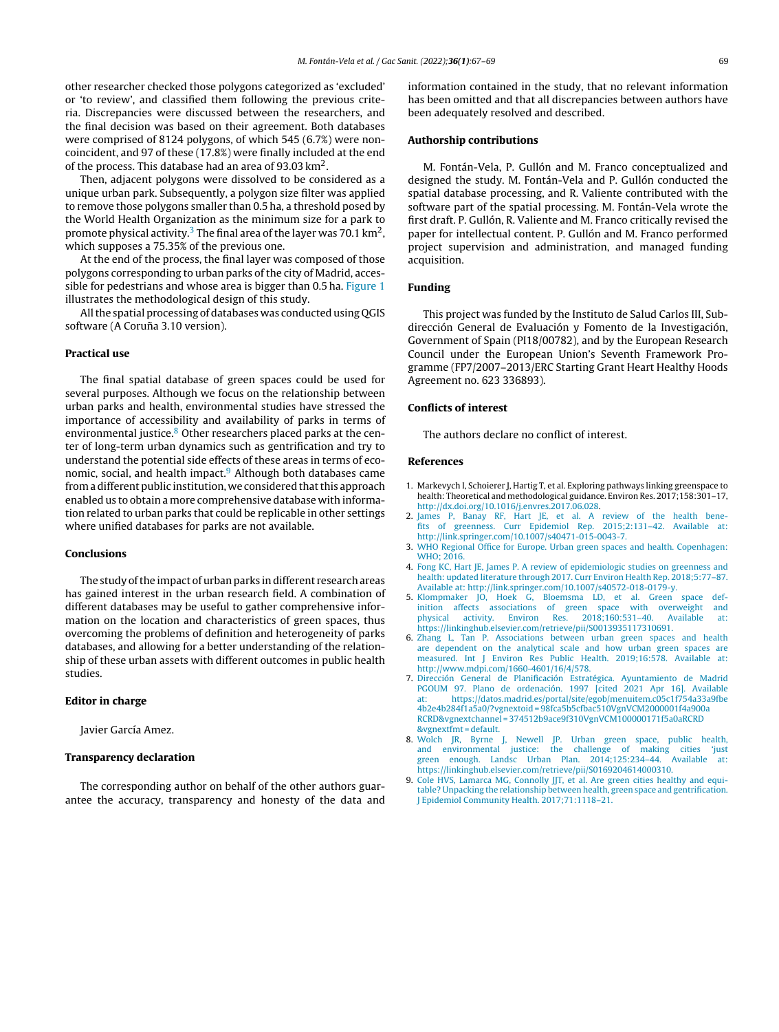other researcher checked those polygons categorized as 'excluded' or 'to review', and classified them following the previous criteria. Discrepancies were discussed between the researchers, and the final decision was based on their agreement. Both databases were comprised of 8124 polygons, of which 545 (6.7%) were non-coincident, and 97 of these (17.8%) were finally included at the end of the process. This database had an area of 93.03 $km^2$.

Then, adjacent polygons were dissolved to be considered as a unique urban park. Subsequently, a polygon size filter was applied to remove those polygons smaller than 0.5 ha, a threshold posed by the World Health Organization as the minimum size for a park to promote physical activity.[3] The final area of the layer was 70.1 $km^2$, which supposes a 75.35% of the previous one.

At the end of the process, the final layer was composed of those polygons corresponding to urban parks of the city of Madrid, accessible for pedestrians and whose area is bigger than 0.5 ha. Figure 1 illustrates the methodological design of this study.

All the spatial processing of databases was conducted using QGIS software (A Coruña 3.10 version).

## Practical use

The final spatial database of green spaces could be used for several purposes. Although we focus on the relationship between urban parks and health, environmental studies have stressed the importance of accessibility and availability of parks in terms of environmental justice.[8] Other researchers placed parks at the center of long-term urban dynamics such as gentrification and try to understand the potential side effects of these areas in terms of economic, social, and health impact.[9] Although both databases came from a different public institution, we considered that this approach enabled us to obtain a more comprehensive database with information related to urban parks that could be replicable in other settings where unified databases for parks are not available.

## Conclusions

The study of the impact of urban parks in different research areas has gained interest in the urban research field. A combination of different databases may be useful to gather comprehensive information on the location and characteristics of green spaces, thus overcoming the problems of definition and heterogeneity of parks databases, and allowing for a better understanding of the relationship of these urban assets with different outcomes in public health studies.

## Editor in charge

Javier García Amez.

## Transparency declaration

The corresponding author on behalf of the other authors guarantee the accuracy, transparency and honesty of the data and information contained in the study, that no relevant information has been omitted and that all discrepancies between authors have been adequately resolved and described.

## Authorship contributions

M. Fontán-Vela, P. Gullón and M. Franco conceptualized and designed the study. M. Fontán-Vela and P. Gullón conducted the spatial database processing, and R. Valiente contributed with the software part of the spatial processing. M. Fontán-Vela wrote the first draft. P. Gullón, R. Valiente and M. Franco critically revised the paper for intellectual content. P. Gullón and M. Franco performed project supervision and administration, and managed funding acquisition.

## Funding

This project was funded by the Instituto de Salud Carlos III, Subdirección General de Evaluación y Fomento de la Investigación, Government of Spain (PI18/00782), and by the European Research Council under the European Union's Seventh Framework Programme (FP7/2007–2013/ERC Starting Grant Heart Healthy Hoods Agreement no. 623 336893).

## Conflicts of interest

The authors declare no conflict of interest.

## References

1. Markevych I, Schoierer J, Hartig T, et al. Exploring pathways linking greenspace to health: Theoretical and methodological guidance. Environ Res. 2017;158:301–17, http://dx.doi.org/10.1016/j.envres.2017.06.028.
2. James P, Banay RF, Hart JE, et al. A review of the health benefits of greenness. Curr Epidemiol Rep. 2015;2:131–42. Available at: http://link.springer.com/10.1007/s40471-015-0043-7.
3. WHO Regional Office for Europe. Urban green spaces and health. Copenhagen: WHO; 2016.
4. Fong KC, Hart JE, James P. A review of epidemiologic studies on greenness and health: updated literature through 2017. Curr Environ Health Rep. 2018;5:77–87. Available at: http://link.springer.com/10.1007/s40572-018-0179-y.
5. Klompmaker JO, Hoek G, Bloemsma LD, et al. Green space definition affects associations of green space with overweight and physical activity. Environ Res. 2018;160:531–40. Available at: https://linkinghub.elsevier.com/retrieve/pii/S0013935117310691.
6. Zhang L, Tan P. Associations between urban green spaces and health are dependent on the analytical scale and how urban green spaces are measured. Int J Environ Res Public Health. 2019;16:578. Available at: http://www.mdpi.com/1660-4601/16/4/578.
7. Dirección General de Planificación Estratégica. Ayuntamiento de Madrid PGOUM 97. Plano de ordenación. 1997 [cited 2021 Apr 16]. Available at: https://datos.madrid.es/portal/site/egob/menuitem.c05c1f754a33a9fbe4b2e4b284f1a5a0/?vgnextoid=98fca5b5cfbac510VgnVCM2000001f4a900aRCRD&vgnextchannel=374512b9ace9f310VgnVCM100000171f5a0aRCRD&vgnextfmt=default.
8. Wolch JR, Byrne J, Newell JP. Urban green space, public health, and environmental justice: the challenge of making cities 'just green enough. Landsc Urban Plan. 2014;125:234–44. Available at: https://linkinghub.elsevier.com/retrieve/pii/S0169204614000310.
9. Cole HVS, Lamarca MG, Connolly JJT, et al. Are green cities healthy and equitable? Unpacking the relationship between health, green space and gentrification. J Epidemiol Community Health. 2017;71:1118–21.